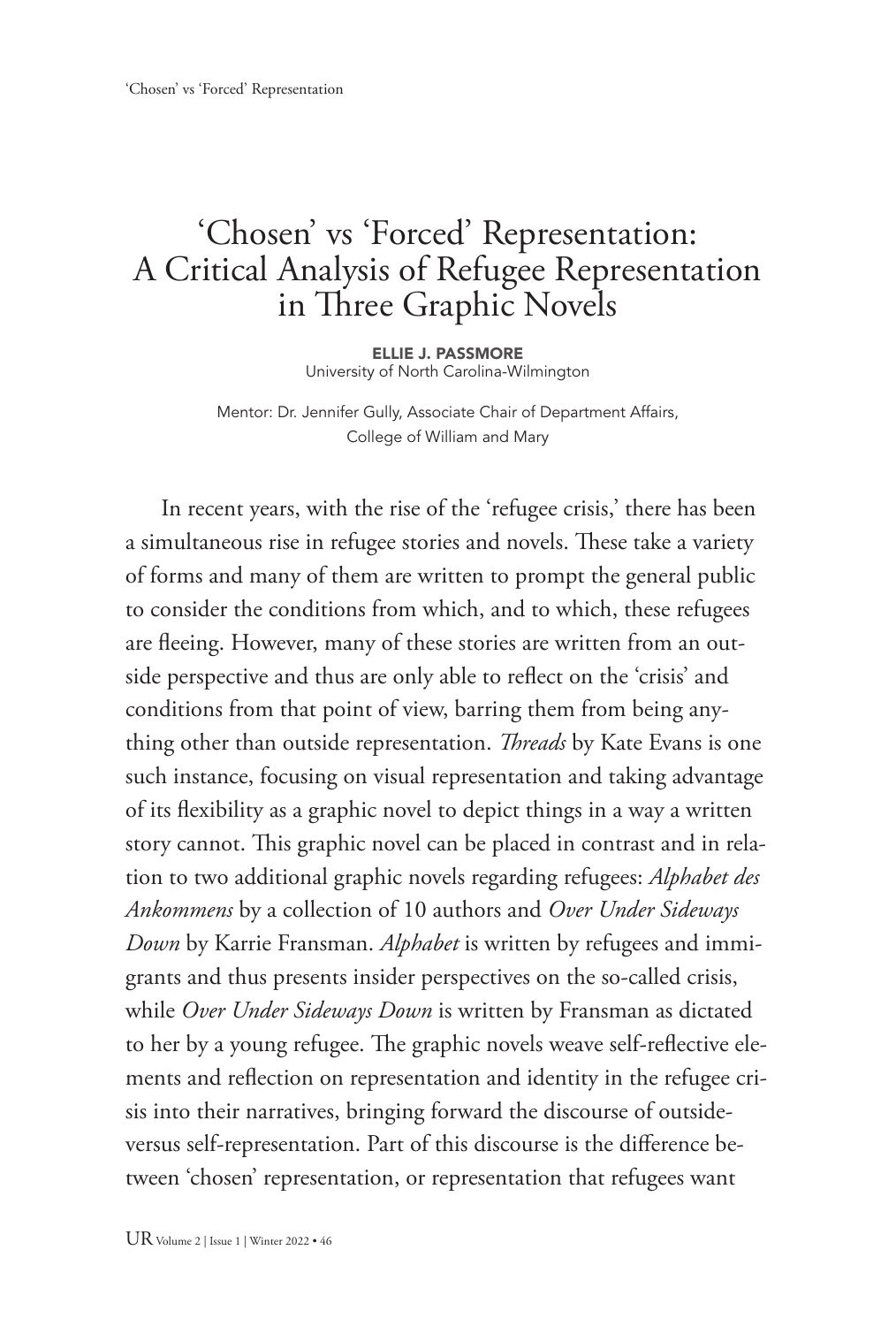# 'Chosen' vs 'Forced' Representation: A Critical Analysis of Refugee Representation in Three Graphic Novels

**ELLIE J. PASSMORE**
University of North Carolina-Wilmington

Mentor: Dr. Jennifer Gully, Associate Chair of Department Affairs, College of William and Mary

In recent years, with the rise of the 'refugee crisis,' there has been a simultaneous rise in refugee stories and novels. These take a variety of forms and many of them are written to prompt the general public to consider the conditions from which, and to which, these refugees are fleeing. However, many of these stories are written from an outside perspective and thus are only able to reflect on the 'crisis' and conditions from that point of view, barring them from being anything other than outside representation. *Threads* by Kate Evans is one such instance, focusing on visual representation and taking advantage of its flexibility as a graphic novel to depict things in a way a written story cannot. This graphic novel can be placed in contrast and in relation to two additional graphic novels regarding refugees: *Alphabet des Ankommens* by a collection of 10 authors and *Over Under Sideways Down* by Karrie Fransman. *Alphabet* is written by refugees and immigrants and thus presents insider perspectives on the so-called crisis, while *Over Under Sideways Down* is written by Fransman as dictated to her by a young refugee. The graphic novels weave self-reflective elements and reflection on representation and identity in the refugee crisis into their narratives, bringing forward the discourse of outside- versus self-representation. Part of this discourse is the difference between 'chosen' representation, or representation that refugees want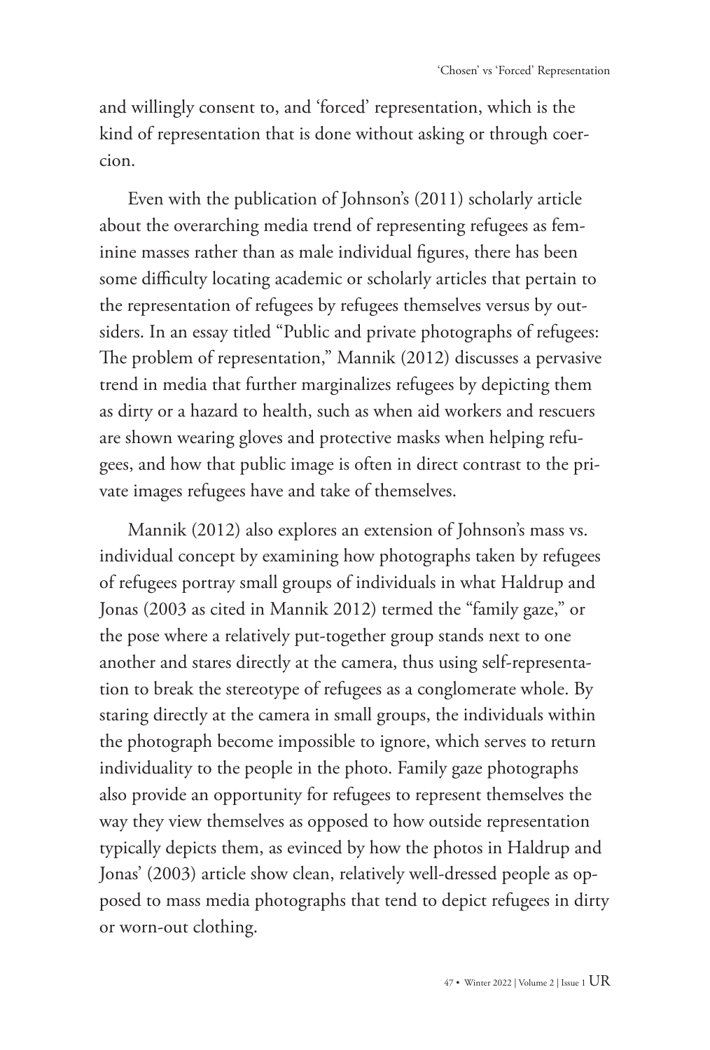and willingly consent to, and 'forced' representation, which is the kind of representation that is done without asking or through coercion.

Even with the publication of Johnson's (2011) scholarly article about the overarching media trend of representing refugees as feminine masses rather than as male individual figures, there has been some difficulty locating academic or scholarly articles that pertain to the representation of refugees by refugees themselves versus by outsiders. In an essay titled "Public and private photographs of refugees: The problem of representation," Mannik (2012) discusses a pervasive trend in media that further marginalizes refugees by depicting them as dirty or a hazard to health, such as when aid workers and rescuers are shown wearing gloves and protective masks when helping refugees, and how that public image is often in direct contrast to the private images refugees have and take of themselves.

Mannik (2012) also explores an extension of Johnson's mass vs. individual concept by examining how photographs taken by refugees of refugees portray small groups of individuals in what Haldrup and Jonas (2003 as cited in Mannik 2012) termed the "family gaze," or the pose where a relatively put-together group stands next to one another and stares directly at the camera, thus using self-representation to break the stereotype of refugees as a conglomerate whole. By staring directly at the camera in small groups, the individuals within the photograph become impossible to ignore, which serves to return individuality to the people in the photo. Family gaze photographs also provide an opportunity for refugees to represent themselves the way they view themselves as opposed to how outside representation typically depicts them, as evinced by how the photos in Haldrup and Jonas' (2003) article show clean, relatively well-dressed people as opposed to mass media photographs that tend to depict refugees in dirty or worn-out clothing.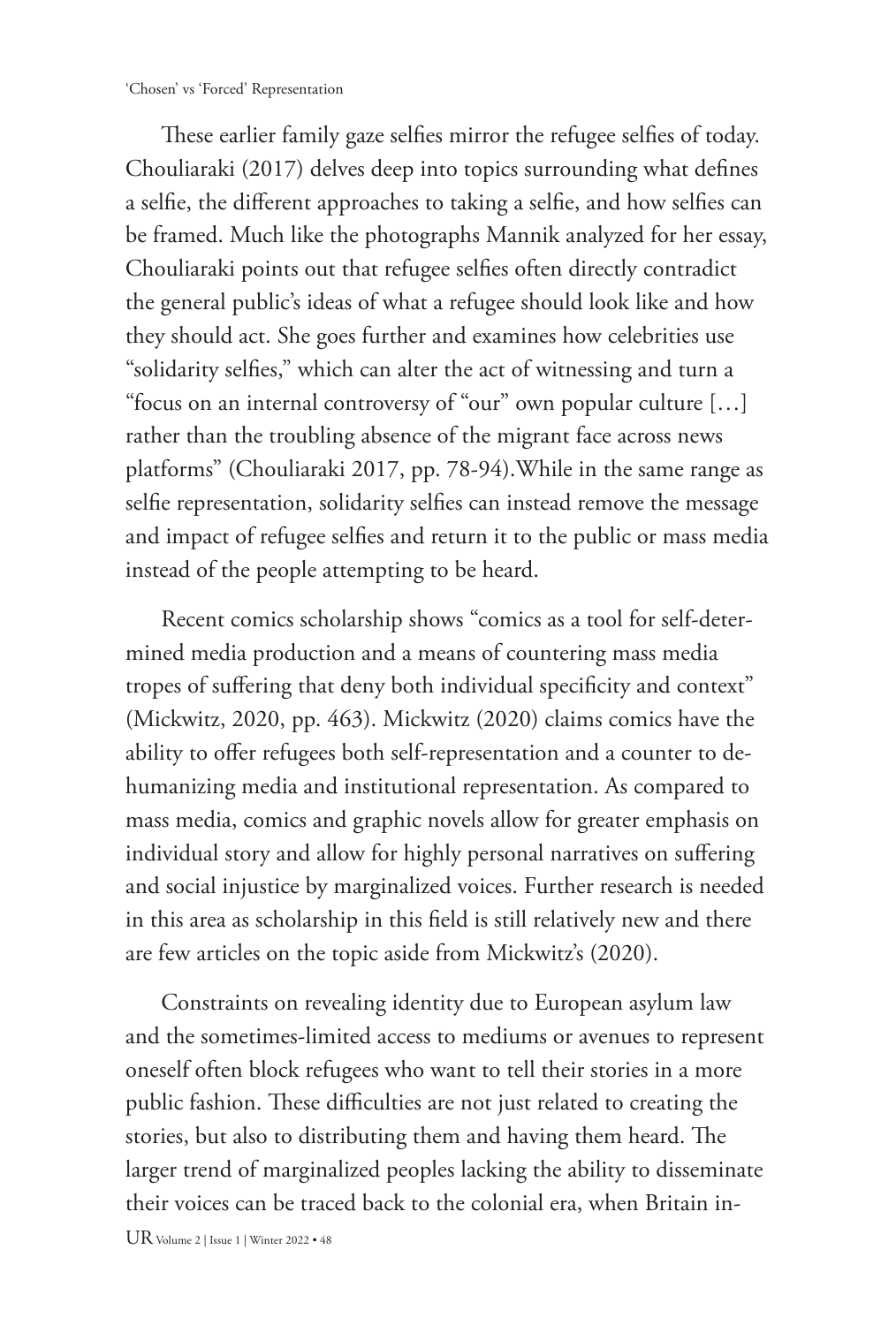These earlier family gaze selfies mirror the refugee selfies of today. Chouliaraki (2017) delves deep into topics surrounding what defines a selfie, the different approaches to taking a selfie, and how selfies can be framed. Much like the photographs Mannik analyzed for her essay, Chouliaraki points out that refugee selfies often directly contradict the general public's ideas of what a refugee should look like and how they should act. She goes further and examines how celebrities use "solidarity selfies," which can alter the act of witnessing and turn a "focus on an internal controversy of "our" own popular culture […] rather than the troubling absence of the migrant face across news platforms" (Chouliaraki 2017, pp. 78-94).While in the same range as selfie representation, solidarity selfies can instead remove the message and impact of refugee selfies and return it to the public or mass media instead of the people attempting to be heard.

Recent comics scholarship shows "comics as a tool for self-determined media production and a means of countering mass media tropes of suffering that deny both individual specificity and context" (Mickwitz, 2020, pp. 463). Mickwitz (2020) claims comics have the ability to offer refugees both self-representation and a counter to dehumanizing media and institutional representation. As compared to mass media, comics and graphic novels allow for greater emphasis on individual story and allow for highly personal narratives on suffering and social injustice by marginalized voices. Further research is needed in this area as scholarship in this field is still relatively new and there are few articles on the topic aside from Mickwitz's (2020).

Constraints on revealing identity due to European asylum law and the sometimes-limited access to mediums or avenues to represent oneself often block refugees who want to tell their stories in a more public fashion. These difficulties are not just related to creating the stories, but also to distributing them and having them heard. The larger trend of marginalized peoples lacking the ability to disseminate their voices can be traced back to the colonial era, when Britain in-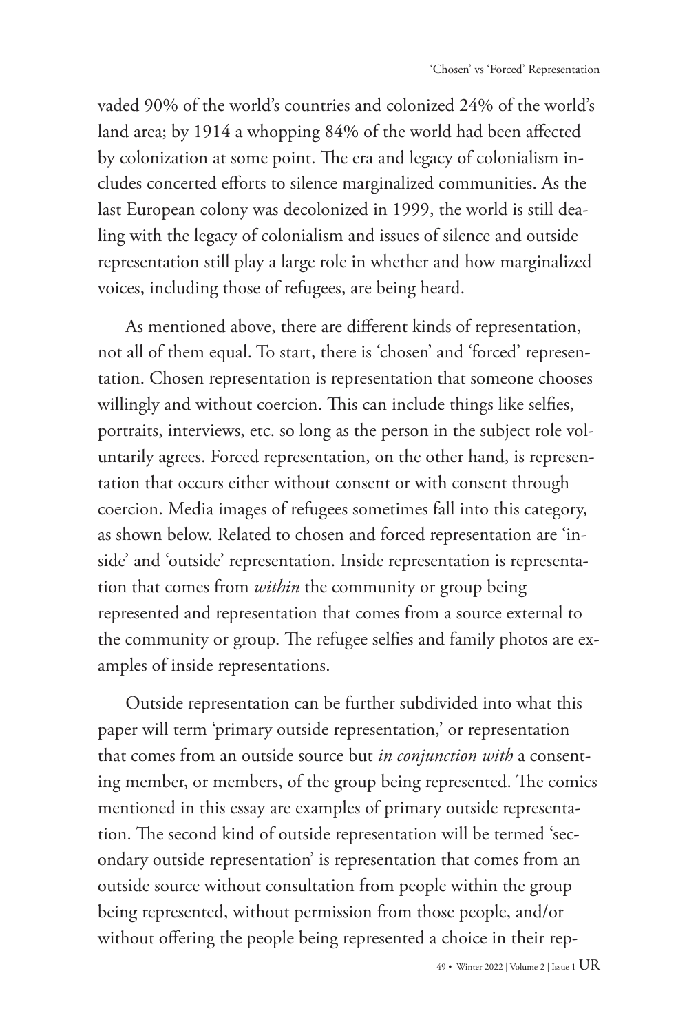vaded 90% of the world's countries and colonized 24% of the world's land area; by 1914 a whopping 84% of the world had been affected by colonization at some point. The era and legacy of colonialism includes concerted efforts to silence marginalized communities. As the last European colony was decolonized in 1999, the world is still dealing with the legacy of colonialism and issues of silence and outside representation still play a large role in whether and how marginalized voices, including those of refugees, are being heard.

As mentioned above, there are different kinds of representation, not all of them equal. To start, there is 'chosen' and 'forced' representation. Chosen representation is representation that someone chooses willingly and without coercion. This can include things like selfies, portraits, interviews, etc. so long as the person in the subject role voluntarily agrees. Forced representation, on the other hand, is representation that occurs either without consent or with consent through coercion. Media images of refugees sometimes fall into this category, as shown below. Related to chosen and forced representation are 'inside' and 'outside' representation. Inside representation is representation that comes from *within* the community or group being represented and representation that comes from a source external to the community or group. The refugee selfies and family photos are examples of inside representations.

Outside representation can be further subdivided into what this paper will term 'primary outside representation,' or representation that comes from an outside source but *in conjunction with* a consenting member, or members, of the group being represented. The comics mentioned in this essay are examples of primary outside representation. The second kind of outside representation will be termed 'secondary outside representation' is representation that comes from an outside source without consultation from people within the group being represented, without permission from those people, and/or without offering the people being represented a choice in their rep-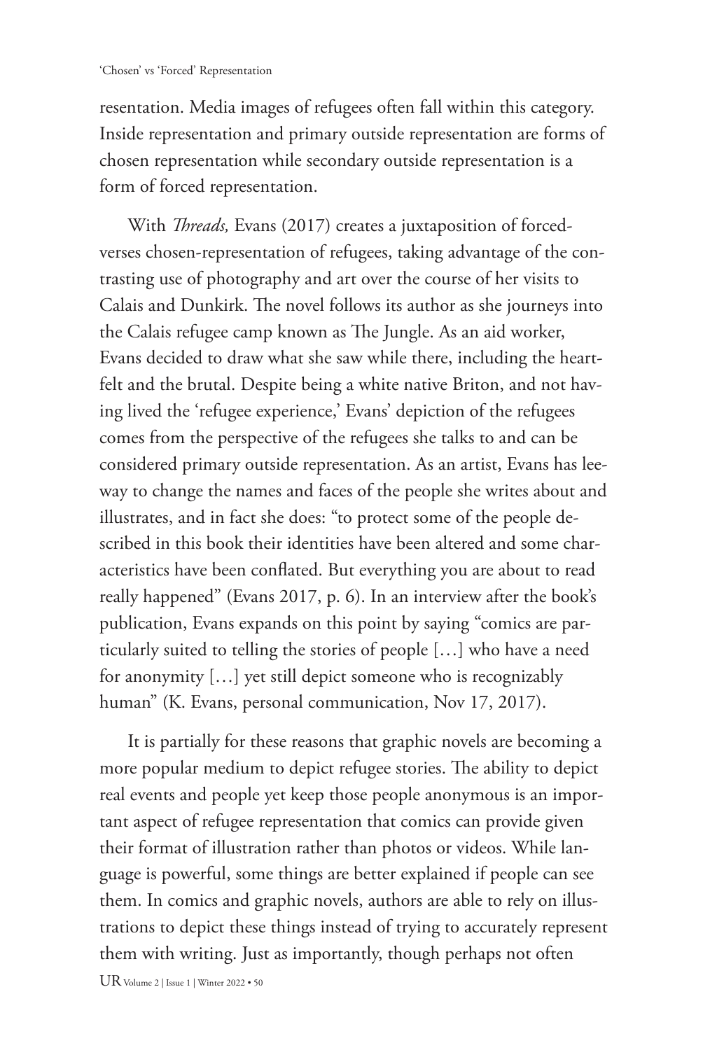resentation. Media images of refugees often fall within this category. Inside representation and primary outside representation are forms of chosen representation while secondary outside representation is a form of forced representation.

With *Threads,* Evans (2017) creates a juxtaposition of forced-verses chosen-representation of refugees, taking advantage of the contrasting use of photography and art over the course of her visits to Calais and Dunkirk. The novel follows its author as she journeys into the Calais refugee camp known as The Jungle. As an aid worker, Evans decided to draw what she saw while there, including the heartfelt and the brutal. Despite being a white native Briton, and not having lived the 'refugee experience,' Evans' depiction of the refugees comes from the perspective of the refugees she talks to and can be considered primary outside representation. As an artist, Evans has leeway to change the names and faces of the people she writes about and illustrates, and in fact she does: "to protect some of the people described in this book their identities have been altered and some characteristics have been conflated. But everything you are about to read really happened" (Evans 2017, p. 6). In an interview after the book's publication, Evans expands on this point by saying "comics are particularly suited to telling the stories of people […] who have a need for anonymity […] yet still depict someone who is recognizably human" (K. Evans, personal communication, Nov 17, 2017).

It is partially for these reasons that graphic novels are becoming a more popular medium to depict refugee stories. The ability to depict real events and people yet keep those people anonymous is an important aspect of refugee representation that comics can provide given their format of illustration rather than photos or videos. While language is powerful, some things are better explained if people can see them. In comics and graphic novels, authors are able to rely on illustrations to depict these things instead of trying to accurately represent them with writing. Just as importantly, though perhaps not often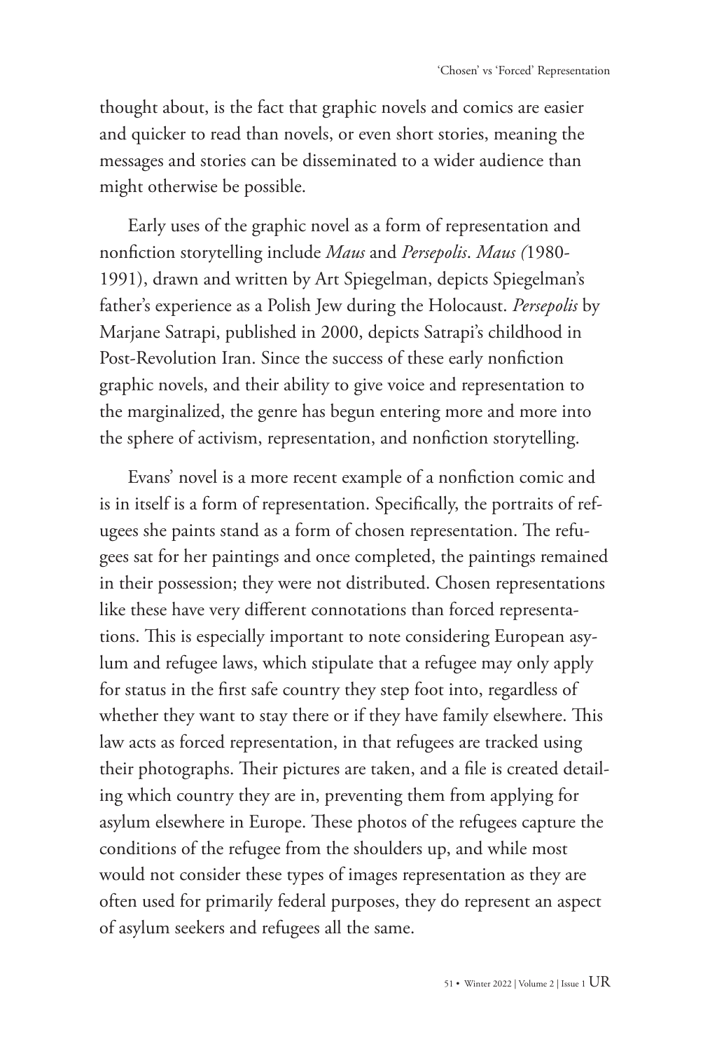thought about, is the fact that graphic novels and comics are easier and quicker to read than novels, or even short stories, meaning the messages and stories can be disseminated to a wider audience than might otherwise be possible.

Early uses of the graphic novel as a form of representation and nonfiction storytelling include *Maus* and *Persepolis*. *Maus (*1980-1991), drawn and written by Art Spiegelman, depicts Spiegelman's father's experience as a Polish Jew during the Holocaust. *Persepolis* by Marjane Satrapi, published in 2000, depicts Satrapi's childhood in Post-Revolution Iran. Since the success of these early nonfiction graphic novels, and their ability to give voice and representation to the marginalized, the genre has begun entering more and more into the sphere of activism, representation, and nonfiction storytelling.

Evans' novel is a more recent example of a nonfiction comic and is in itself is a form of representation. Specifically, the portraits of refugees she paints stand as a form of chosen representation. The refugees sat for her paintings and once completed, the paintings remained in their possession; they were not distributed. Chosen representations like these have very different connotations than forced representations. This is especially important to note considering European asylum and refugee laws, which stipulate that a refugee may only apply for status in the first safe country they step foot into, regardless of whether they want to stay there or if they have family elsewhere. This law acts as forced representation, in that refugees are tracked using their photographs. Their pictures are taken, and a file is created detailing which country they are in, preventing them from applying for asylum elsewhere in Europe. These photos of the refugees capture the conditions of the refugee from the shoulders up, and while most would not consider these types of images representation as they are often used for primarily federal purposes, they do represent an aspect of asylum seekers and refugees all the same.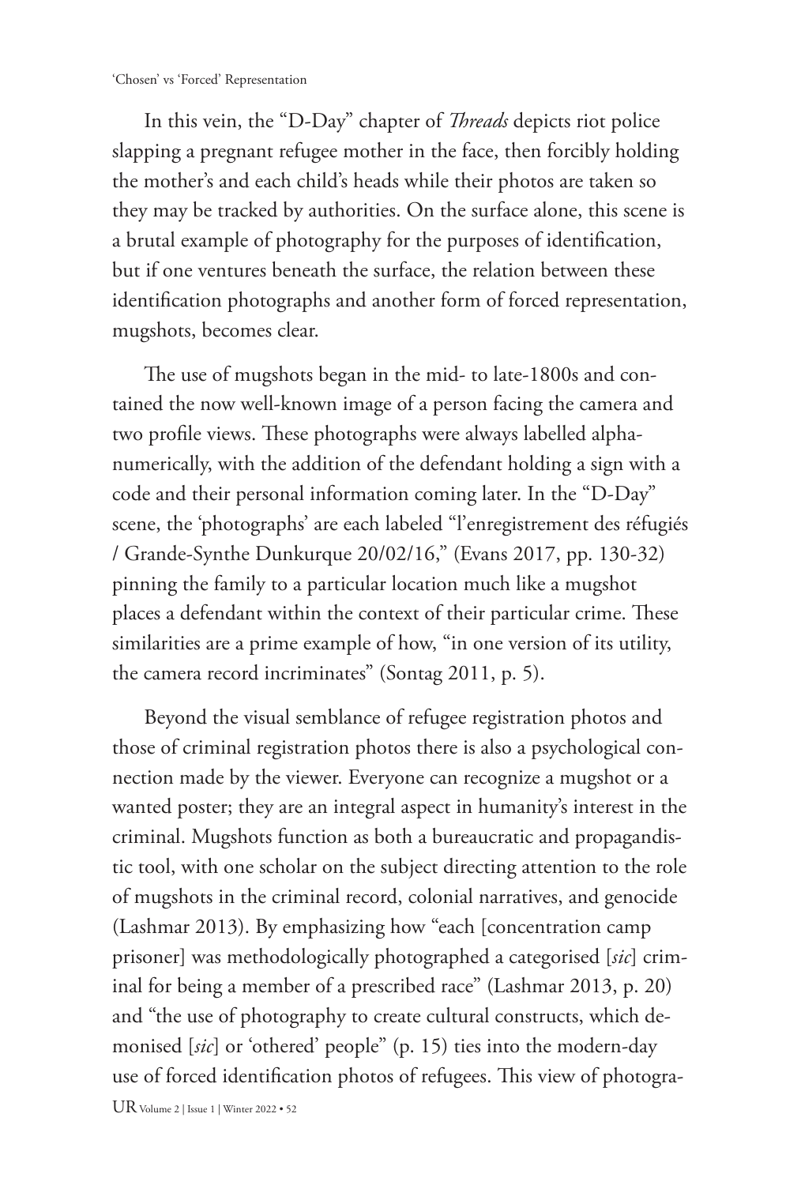In this vein, the "D-Day" chapter of *Threads* depicts riot police slapping a pregnant refugee mother in the face, then forcibly holding the mother's and each child's heads while their photos are taken so they may be tracked by authorities. On the surface alone, this scene is a brutal example of photography for the purposes of identification, but if one ventures beneath the surface, the relation between these identification photographs and another form of forced representation, mugshots, becomes clear.

The use of mugshots began in the mid- to late-1800s and contained the now well-known image of a person facing the camera and two profile views. These photographs were always labelled alphanumerically, with the addition of the defendant holding a sign with a code and their personal information coming later. In the "D-Day" scene, the 'photographs' are each labeled "l'enregistrement des réfugiés / Grande-Synthe Dunkurque 20/02/16," (Evans 2017, pp. 130-32) pinning the family to a particular location much like a mugshot places a defendant within the context of their particular crime. These similarities are a prime example of how, "in one version of its utility, the camera record incriminates" (Sontag 2011, p. 5).

Beyond the visual semblance of refugee registration photos and those of criminal registration photos there is also a psychological connection made by the viewer. Everyone can recognize a mugshot or a wanted poster; they are an integral aspect in humanity's interest in the criminal. Mugshots function as both a bureaucratic and propagandistic tool, with one scholar on the subject directing attention to the role of mugshots in the criminal record, colonial narratives, and genocide (Lashmar 2013). By emphasizing how "each [concentration camp prisoner] was methodologically photographed a categorised [*sic*] criminal for being a member of a prescribed race" (Lashmar 2013, p. 20) and "the use of photography to create cultural constructs, which demonised [*sic*] or 'othered' people" (p. 15) ties into the modern-day use of forced identification photos of refugees. This view of photogra-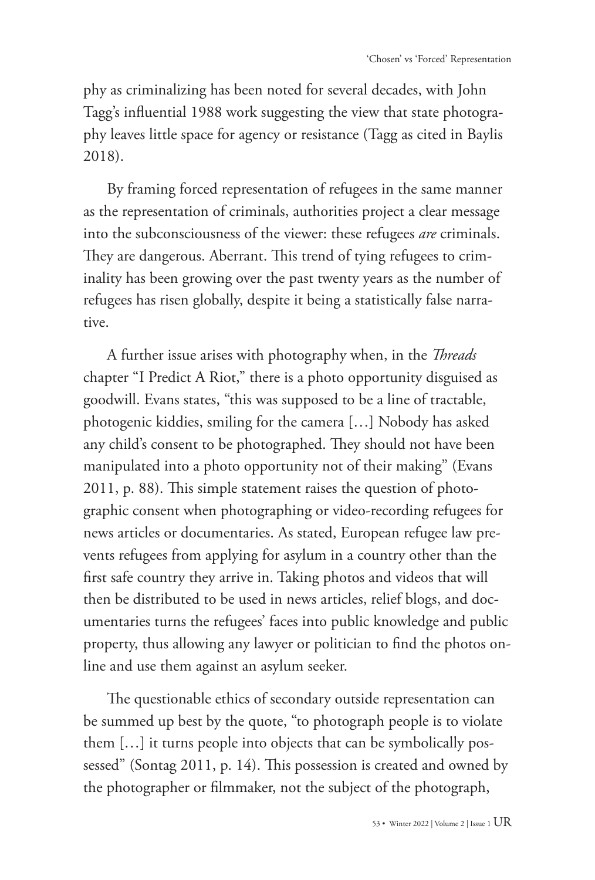phy as criminalizing has been noted for several decades, with John Tagg's influential 1988 work suggesting the view that state photography leaves little space for agency or resistance (Tagg as cited in Baylis 2018).

By framing forced representation of refugees in the same manner as the representation of criminals, authorities project a clear message into the subconsciousness of the viewer: these refugees *are* criminals. They are dangerous. Aberrant. This trend of tying refugees to criminality has been growing over the past twenty years as the number of refugees has risen globally, despite it being a statistically false narrative.

A further issue arises with photography when, in the *Threads* chapter "I Predict A Riot," there is a photo opportunity disguised as goodwill. Evans states, "this was supposed to be a line of tractable, photogenic kiddies, smiling for the camera […] Nobody has asked any child's consent to be photographed. They should not have been manipulated into a photo opportunity not of their making" (Evans 2011, p. 88). This simple statement raises the question of photographic consent when photographing or video-recording refugees for news articles or documentaries. As stated, European refugee law prevents refugees from applying for asylum in a country other than the first safe country they arrive in. Taking photos and videos that will then be distributed to be used in news articles, relief blogs, and documentaries turns the refugees' faces into public knowledge and public property, thus allowing any lawyer or politician to find the photos online and use them against an asylum seeker.

The questionable ethics of secondary outside representation can be summed up best by the quote, "to photograph people is to violate them […] it turns people into objects that can be symbolically possessed" (Sontag 2011, p. 14). This possession is created and owned by the photographer or filmmaker, not the subject of the photograph,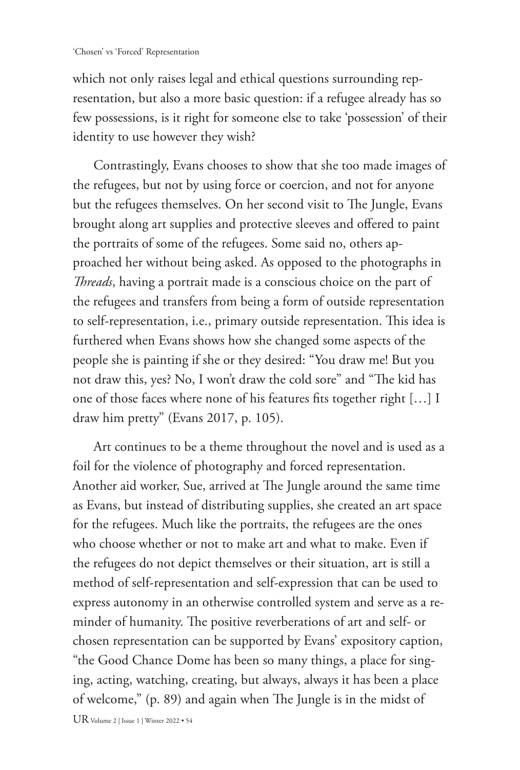which not only raises legal and ethical questions surrounding representation, but also a more basic question: if a refugee already has so few possessions, is it right for someone else to take 'possession' of their identity to use however they wish?

Contrastingly, Evans chooses to show that she too made images of the refugees, but not by using force or coercion, and not for anyone but the refugees themselves. On her second visit to The Jungle, Evans brought along art supplies and protective sleeves and offered to paint the portraits of some of the refugees. Some said no, others approached her without being asked. As opposed to the photographs in *Threads*, having a portrait made is a conscious choice on the part of the refugees and transfers from being a form of outside representation to self-representation, i.e., primary outside representation. This idea is furthered when Evans shows how she changed some aspects of the people she is painting if she or they desired: "You draw me! But you not draw this, yes? No, I won't draw the cold sore" and "The kid has one of those faces where none of his features fits together right […] I draw him pretty" (Evans 2017, p. 105).

Art continues to be a theme throughout the novel and is used as a foil for the violence of photography and forced representation. Another aid worker, Sue, arrived at The Jungle around the same time as Evans, but instead of distributing supplies, she created an art space for the refugees. Much like the portraits, the refugees are the ones who choose whether or not to make art and what to make. Even if the refugees do not depict themselves or their situation, art is still a method of self-representation and self-expression that can be used to express autonomy in an otherwise controlled system and serve as a reminder of humanity. The positive reverberations of art and self- or chosen representation can be supported by Evans' expository caption, "the Good Chance Dome has been so many things, a place for singing, acting, watching, creating, but always, always it has been a place of welcome," (p. 89) and again when The Jungle is in the midst of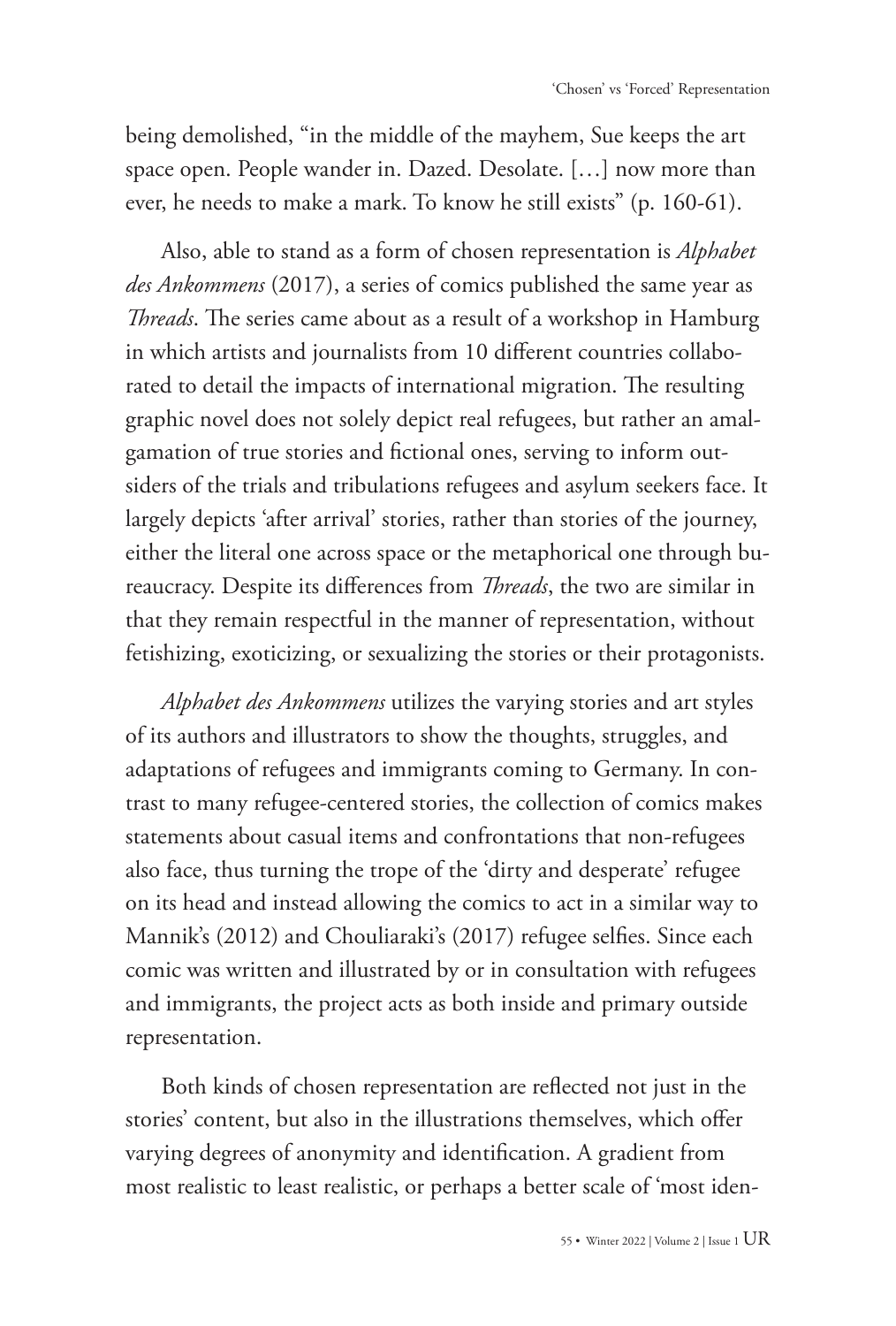being demolished, "in the middle of the mayhem, Sue keeps the art space open. People wander in. Dazed. Desolate. […] now more than ever, he needs to make a mark. To know he still exists" (p. 160-61).

Also, able to stand as a form of chosen representation is *Alphabet des Ankommens* (2017), a series of comics published the same year as *Threads*. The series came about as a result of a workshop in Hamburg in which artists and journalists from 10 different countries collaborated to detail the impacts of international migration. The resulting graphic novel does not solely depict real refugees, but rather an amalgamation of true stories and fictional ones, serving to inform outsiders of the trials and tribulations refugees and asylum seekers face. It largely depicts 'after arrival' stories, rather than stories of the journey, either the literal one across space or the metaphorical one through bureaucracy. Despite its differences from *Threads*, the two are similar in that they remain respectful in the manner of representation, without fetishizing, exoticizing, or sexualizing the stories or their protagonists.

*Alphabet des Ankommens* utilizes the varying stories and art styles of its authors and illustrators to show the thoughts, struggles, and adaptations of refugees and immigrants coming to Germany. In contrast to many refugee-centered stories, the collection of comics makes statements about casual items and confrontations that non-refugees also face, thus turning the trope of the 'dirty and desperate' refugee on its head and instead allowing the comics to act in a similar way to Mannik's (2012) and Chouliaraki's (2017) refugee selfies. Since each comic was written and illustrated by or in consultation with refugees and immigrants, the project acts as both inside and primary outside representation.

Both kinds of chosen representation are reflected not just in the stories' content, but also in the illustrations themselves, which offer varying degrees of anonymity and identification. A gradient from most realistic to least realistic, or perhaps a better scale of 'most iden-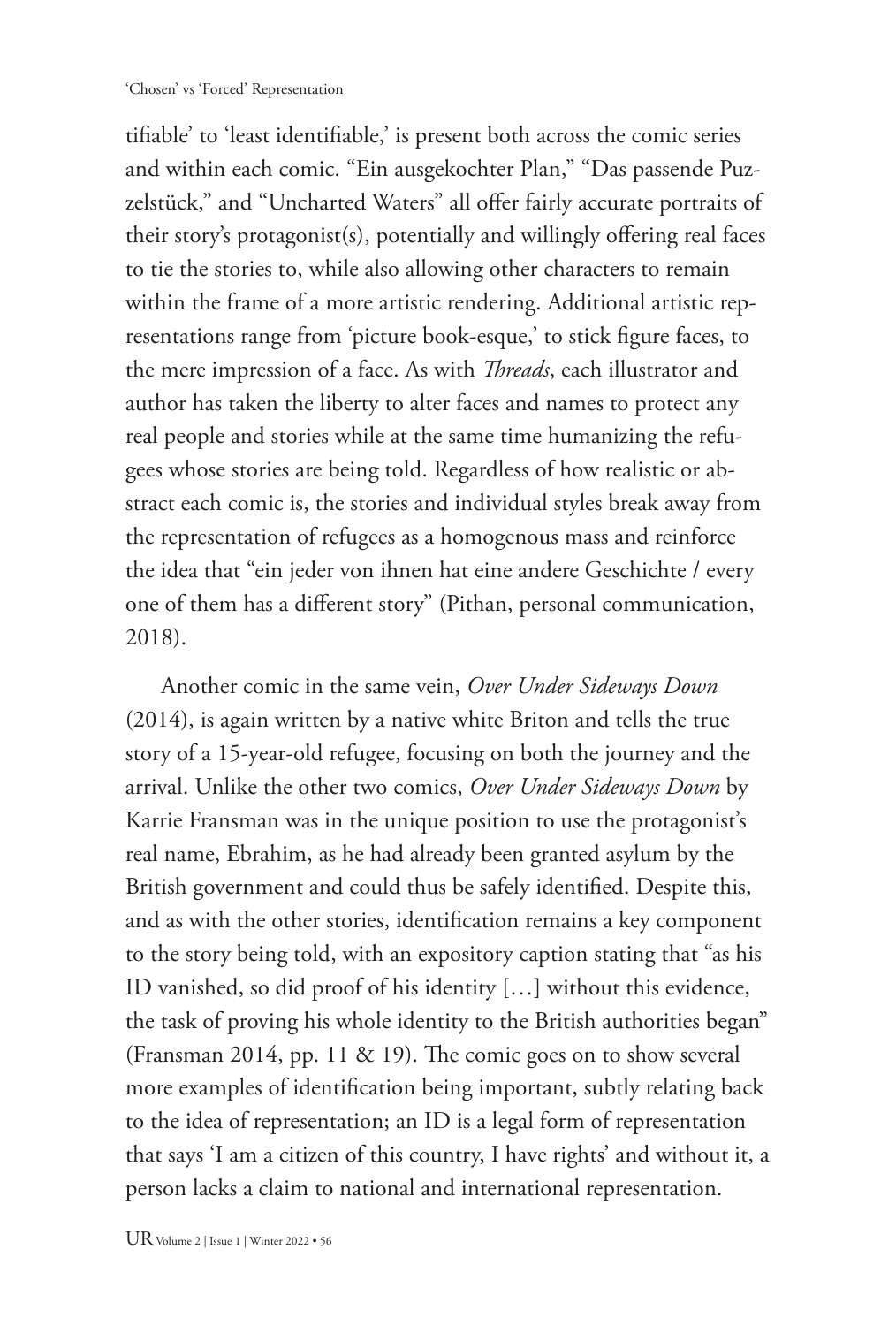tifiable' to 'least identifiable,' is present both across the comic series and within each comic. "Ein ausgekochter Plan," "Das passende Puzzelstück," and "Uncharted Waters" all offer fairly accurate portraits of their story's protagonist(s), potentially and willingly offering real faces to tie the stories to, while also allowing other characters to remain within the frame of a more artistic rendering. Additional artistic representations range from 'picture book-esque,' to stick figure faces, to the mere impression of a face. As with *Threads*, each illustrator and author has taken the liberty to alter faces and names to protect any real people and stories while at the same time humanizing the refugees whose stories are being told. Regardless of how realistic or abstract each comic is, the stories and individual styles break away from the representation of refugees as a homogenous mass and reinforce the idea that "ein jeder von ihnen hat eine andere Geschichte / every one of them has a different story" (Pithan, personal communication, 2018).

Another comic in the same vein, *Over Under Sideways Down* (2014), is again written by a native white Briton and tells the true story of a 15-year-old refugee, focusing on both the journey and the arrival. Unlike the other two comics, *Over Under Sideways Down* by Karrie Fransman was in the unique position to use the protagonist's real name, Ebrahim, as he had already been granted asylum by the British government and could thus be safely identified. Despite this, and as with the other stories, identification remains a key component to the story being told, with an expository caption stating that "as his ID vanished, so did proof of his identity […] without this evidence, the task of proving his whole identity to the British authorities began" (Fransman 2014, pp. 11 & 19). The comic goes on to show several more examples of identification being important, subtly relating back to the idea of representation; an ID is a legal form of representation that says 'I am a citizen of this country, I have rights' and without it, a person lacks a claim to national and international representation.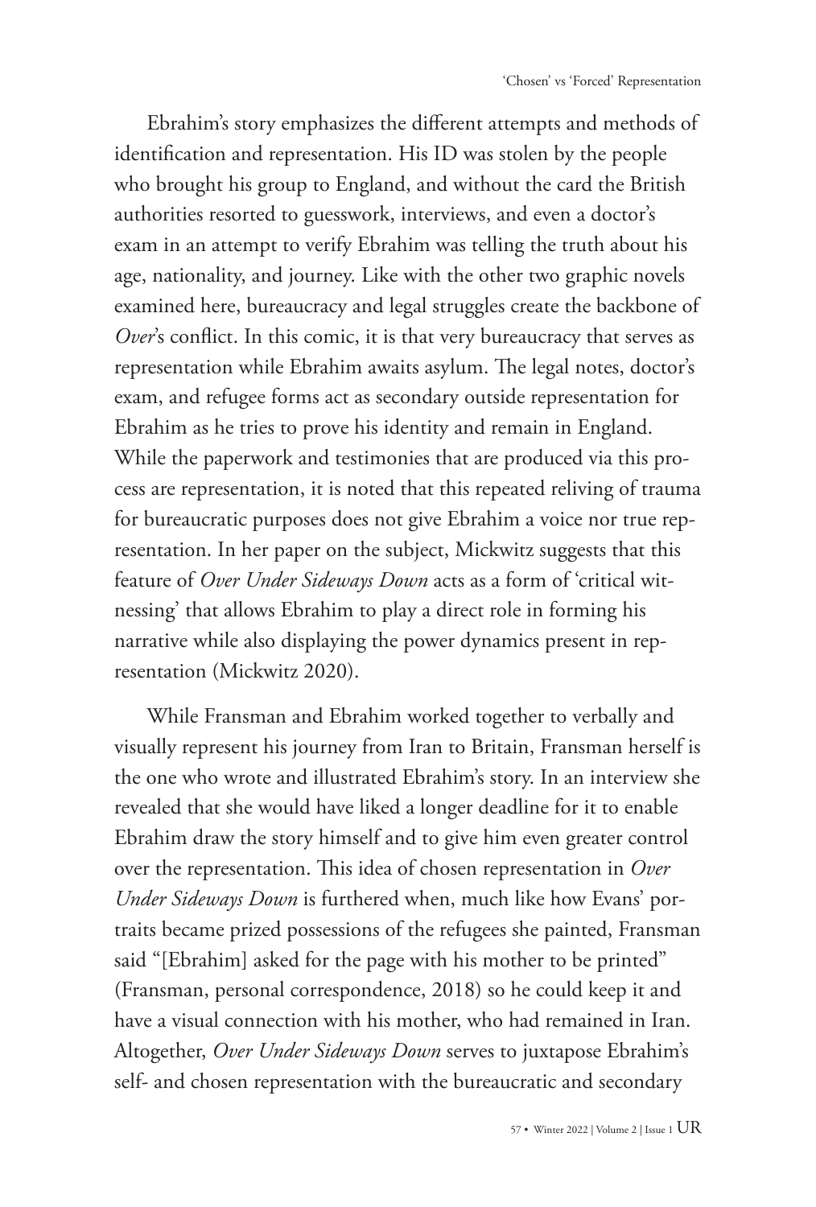Ebrahim's story emphasizes the different attempts and methods of identification and representation. His ID was stolen by the people who brought his group to England, and without the card the British authorities resorted to guesswork, interviews, and even a doctor's exam in an attempt to verify Ebrahim was telling the truth about his age, nationality, and journey. Like with the other two graphic novels examined here, bureaucracy and legal struggles create the backbone of *Over*'s conflict. In this comic, it is that very bureaucracy that serves as representation while Ebrahim awaits asylum. The legal notes, doctor's exam, and refugee forms act as secondary outside representation for Ebrahim as he tries to prove his identity and remain in England. While the paperwork and testimonies that are produced via this process are representation, it is noted that this repeated reliving of trauma for bureaucratic purposes does not give Ebrahim a voice nor true representation. In her paper on the subject, Mickwitz suggests that this feature of *Over Under Sideways Down* acts as a form of 'critical witnessing' that allows Ebrahim to play a direct role in forming his narrative while also displaying the power dynamics present in representation (Mickwitz 2020).

While Fransman and Ebrahim worked together to verbally and visually represent his journey from Iran to Britain, Fransman herself is the one who wrote and illustrated Ebrahim's story. In an interview she revealed that she would have liked a longer deadline for it to enable Ebrahim draw the story himself and to give him even greater control over the representation. This idea of chosen representation in *Over Under Sideways Down* is furthered when, much like how Evans' portraits became prized possessions of the refugees she painted, Fransman said "[Ebrahim] asked for the page with his mother to be printed" (Fransman, personal correspondence, 2018) so he could keep it and have a visual connection with his mother, who had remained in Iran. Altogether, *Over Under Sideways Down* serves to juxtapose Ebrahim's self- and chosen representation with the bureaucratic and secondary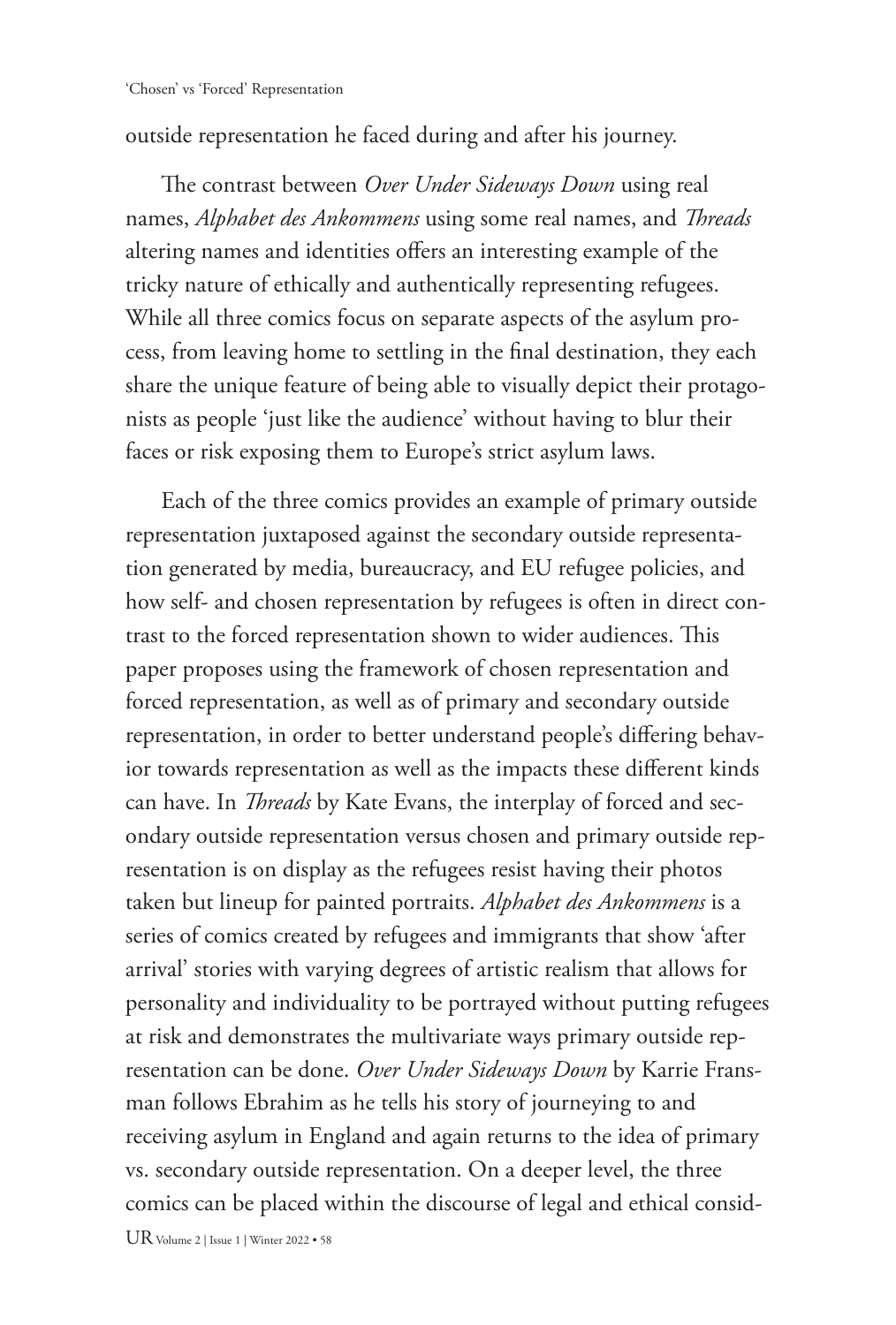outside representation he faced during and after his journey.

The contrast between *Over Under Sideways Down* using real names, *Alphabet des Ankommens* using some real names, and *Threads* altering names and identities offers an interesting example of the tricky nature of ethically and authentically representing refugees. While all three comics focus on separate aspects of the asylum process, from leaving home to settling in the final destination, they each share the unique feature of being able to visually depict their protagonists as people 'just like the audience' without having to blur their faces or risk exposing them to Europe's strict asylum laws.

Each of the three comics provides an example of primary outside representation juxtaposed against the secondary outside representation generated by media, bureaucracy, and EU refugee policies, and how self- and chosen representation by refugees is often in direct contrast to the forced representation shown to wider audiences. This paper proposes using the framework of chosen representation and forced representation, as well as of primary and secondary outside representation, in order to better understand people's differing behavior towards representation as well as the impacts these different kinds can have. In *Threads* by Kate Evans, the interplay of forced and secondary outside representation versus chosen and primary outside representation is on display as the refugees resist having their photos taken but lineup for painted portraits. *Alphabet des Ankommens* is a series of comics created by refugees and immigrants that show 'after arrival' stories with varying degrees of artistic realism that allows for personality and individuality to be portrayed without putting refugees at risk and demonstrates the multivariate ways primary outside representation can be done. *Over Under Sideways Down* by Karrie Fransman follows Ebrahim as he tells his story of journeying to and receiving asylum in England and again returns to the idea of primary vs. secondary outside representation. On a deeper level, the three comics can be placed within the discourse of legal and ethical consid-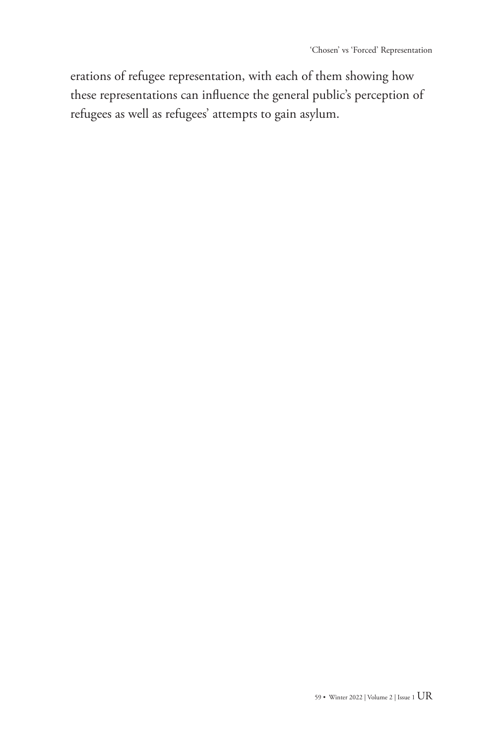erations of refugee representation, with each of them showing how these representations can influence the general public's perception of refugees as well as refugees' attempts to gain asylum.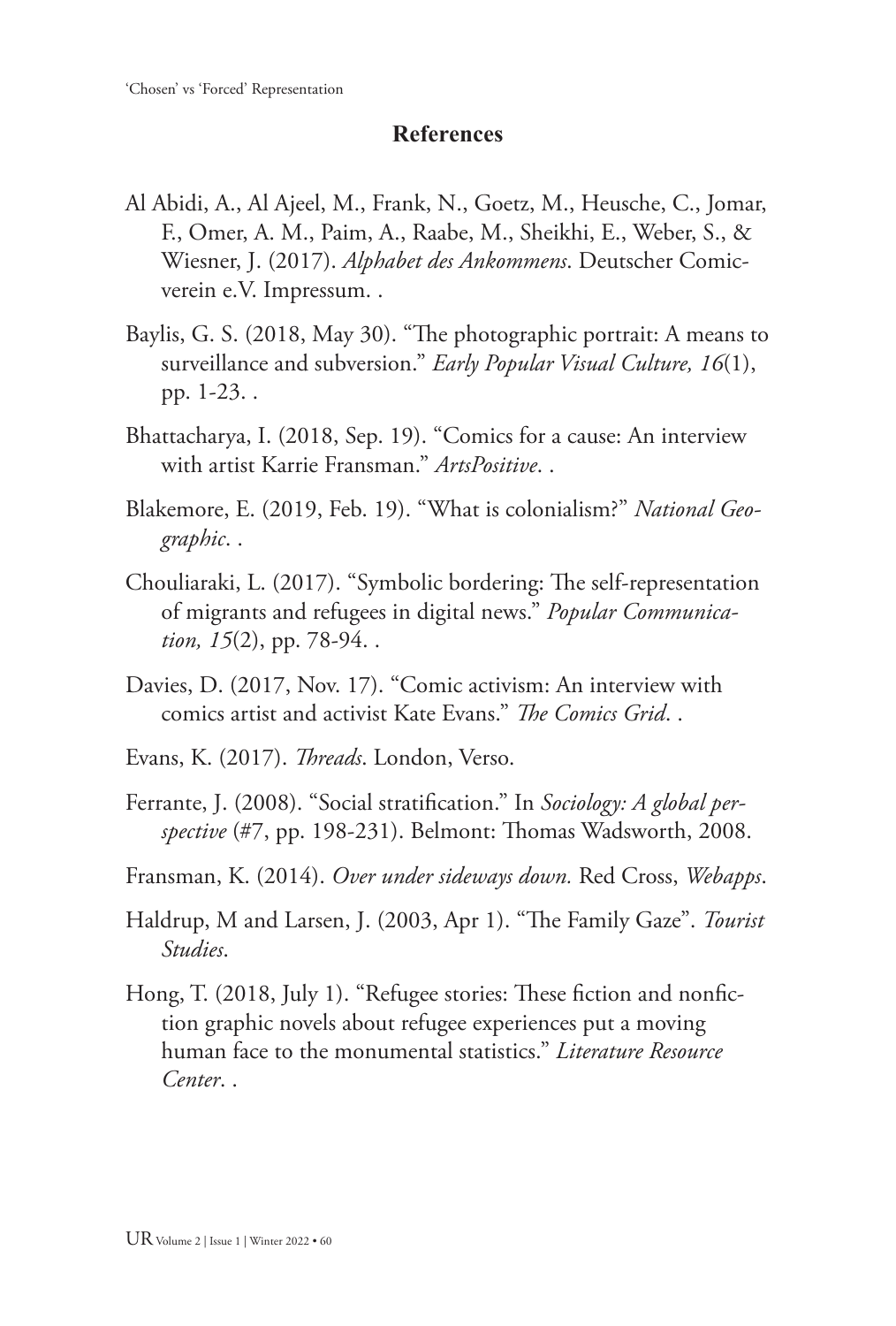## References

Al Abidi, A., Al Ajeel, M., Frank, N., Goetz, M., Heusche, C., Jomar, F., Omer, A. M., Paim, A., Raabe, M., Sheikhi, E., Weber, S., & Wiesner, J. (2017). *Alphabet des Ankommens*. Deutscher Comicverein e.V. Impressum. .

Baylis, G. S. (2018, May 30). "The photographic portrait: A means to surveillance and subversion." *Early Popular Visual Culture, 16*(1), pp. 1-23. .

Bhattacharya, I. (2018, Sep. 19). "Comics for a cause: An interview with artist Karrie Fransman." *ArtsPositive*. .

Blakemore, E. (2019, Feb. 19). "What is colonialism?" *National Geographic*. .

Chouliaraki, L. (2017). "Symbolic bordering: The self-representation of migrants and refugees in digital news." *Popular Communication, 15*(2), pp. 78-94. .

Davies, D. (2017, Nov. 17). "Comic activism: An interview with comics artist and activist Kate Evans." *The Comics Grid*. .

Evans, K. (2017). *Threads*. London, Verso.

Ferrante, J. (2008). "Social stratification." In *Sociology: A global perspective* (#7, pp. 198-231). Belmont: Thomas Wadsworth, 2008.

Fransman, K. (2014). *Over under sideways down.* Red Cross, *Webapps*.

Haldrup, M and Larsen, J. (2003, Apr 1). "The Family Gaze". *Tourist Studies*.

Hong, T. (2018, July 1). "Refugee stories: These fiction and nonfiction graphic novels about refugee experiences put a moving human face to the monumental statistics." *Literature Resource Center*. .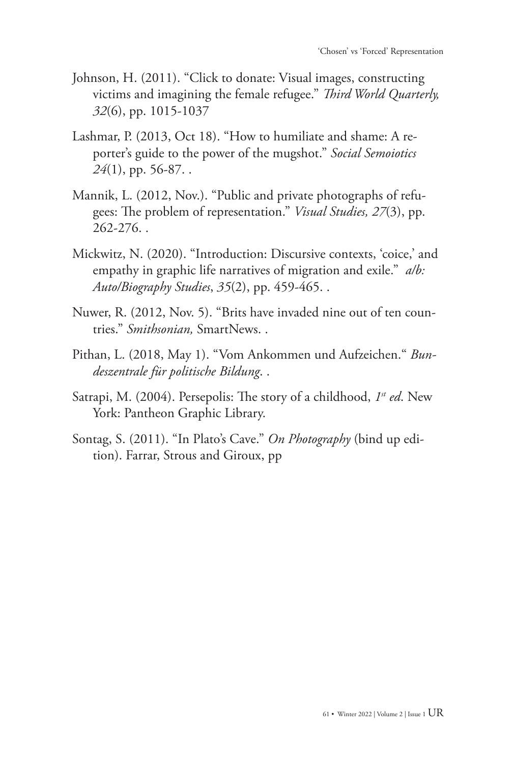Johnson, H. (2011). "Click to donate: Visual images, constructing victims and imagining the female refugee." *Third World Quarterly, 32*(6), pp. 1015-1037

Lashmar, P. (2013, Oct 18). "How to humiliate and shame: A reporter's guide to the power of the mugshot." *Social Semoiotics 24*(1), pp. 56-87. .

Mannik, L. (2012, Nov.). "Public and private photographs of refugees: The problem of representation." *Visual Studies, 27*(3), pp. 262-276. .

Mickwitz, N. (2020). "Introduction: Discursive contexts, 'coice,' and empathy in graphic life narratives of migration and exile." *a/b: Auto/Biography Studies*, *35*(2), pp. 459-465. .

Nuwer, R. (2012, Nov. 5). "Brits have invaded nine out of ten countries." *Smithsonian,* SmartNews. .

Pithan, L. (2018, May 1). "Vom Ankommen und Aufzeichen." *Bundeszentrale für politische Bildung*. .

Satrapi, M. (2004). Persepolis: The story of a childhood, *1st ed*. New York: Pantheon Graphic Library.

Sontag, S. (2011). "In Plato's Cave." *On Photography* (bind up edition). Farrar, Strous and Giroux, pp